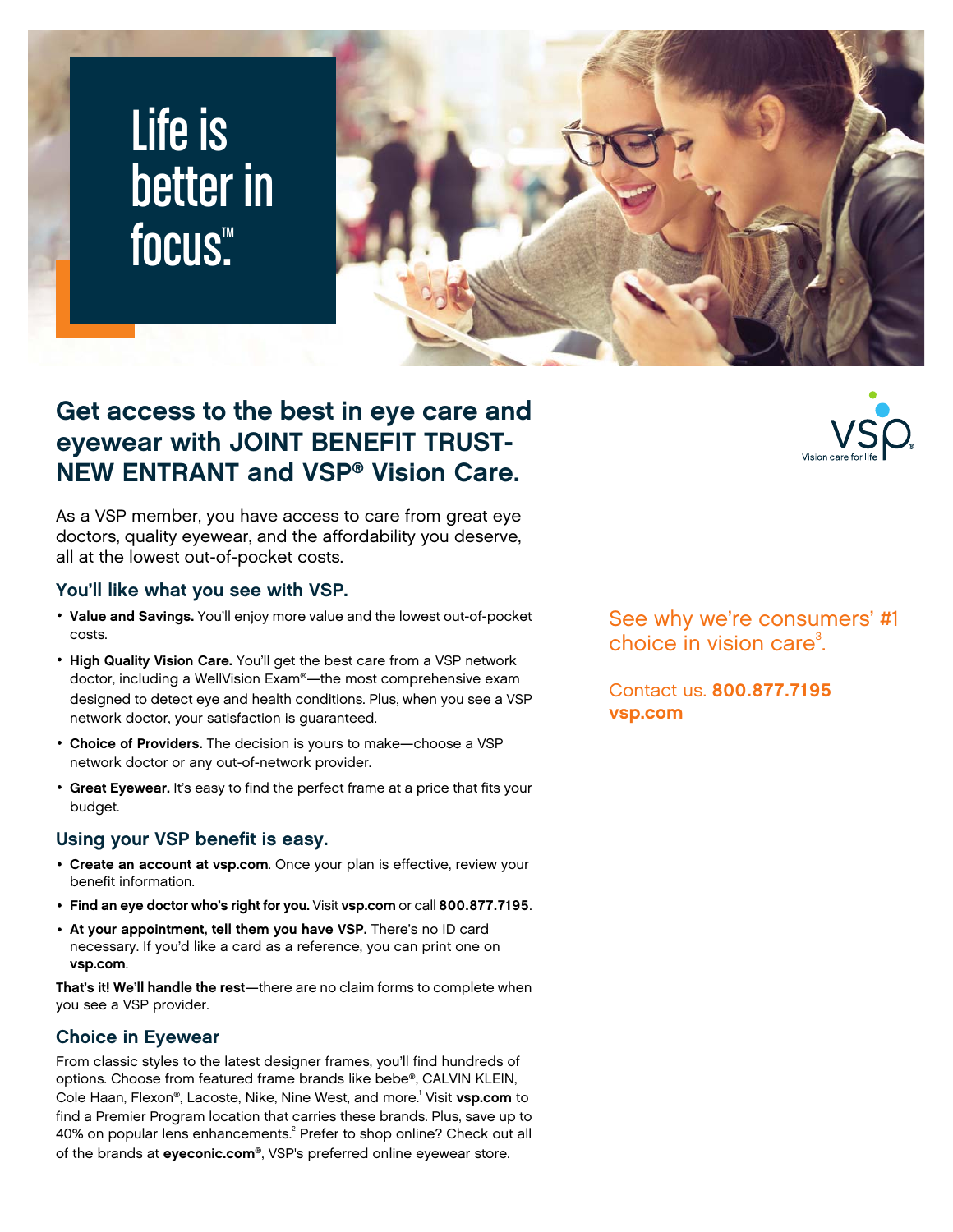# Life is better in focus.™

## Get access to the best in eye care and eyewear with JOINT BENEFIT TRUST-NEW ENTRANT and VSP® Vision Care.

As a VSP member, you have access to care from great eye doctors, quality eyewear, and the affordability you deserve, all at the lowest out-of-pocket costs.

### You'll like what you see with VSP.

- **Value and Savings.** You'll enjoy more value and the lowest out-of-pocket costs.
- **High Quality Vision Care.** You'll get the best care from a VSP network doctor, including a WellVision Exam®—the most comprehensive exam designed to detect eye and health conditions. Plus, when you see a VSP network doctor, your satisfaction is guaranteed.
- **Choice of Providers.** The decision is yours to make—choose a VSP network doctor or any out-of-network provider.
- **Great Eyewear.** It's easy to find the perfect frame at a price that fits your budget.

### Using your VSP benefit is easy.

- **Create an account at vsp.com**. Once your plan is effective, review your benefit information.
- **Find an eye doctor who's right for you.** Visit **vsp.com** or call **800.877.7195**.
- **At your appointment, tell them you have VSP.** There's no ID card necessary. If you'd like a card as a reference, you can print one on **vsp.com**.

**That's it! We'll handle the rest**—there are no claim forms to complete when you see a VSP provider.

### Choice in Eyewear

From classic styles to the latest designer frames, you'll find hundreds of options. Choose from featured frame brands like bebe®, CALVIN KLEIN, Cole Haan, Flexon®, Lacoste, Nike, Nine West, and more.[1] Visit **vsp.com** to find a Premier Program location that carries these brands. Plus, save up to 40% on popular lens enhancements.[2] Prefer to shop online? Check out all of the brands at **eyeconic.com**®, VSP's preferred online eyewear store.

VSP Vision care for life

See why we're consumers' #1 choice in vision care[3].

Contact us. **800.877.7195**
**vsp.com**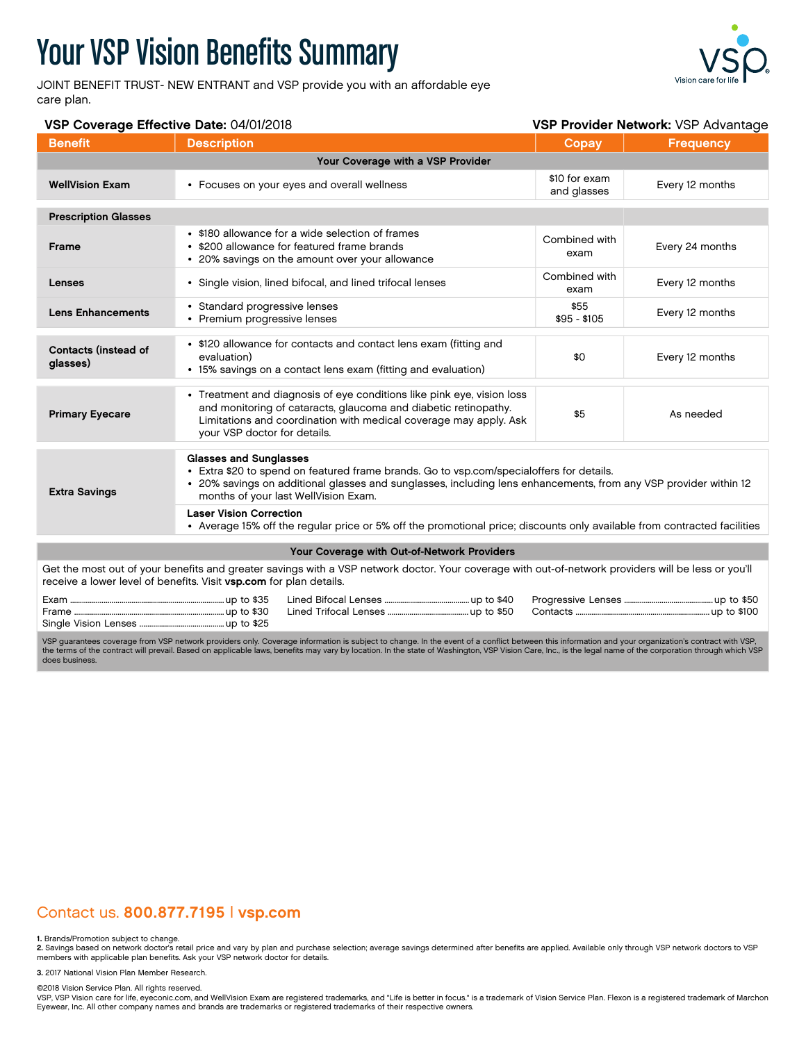# Your VSP Vision Benefits Summary

JOINT BENEFIT TRUST- NEW ENTRANT and VSP provide you with an affordable eye care plan.

**VSP Coverage Effective Date:** 04/01/2018

**VSP Provider Network:** VSP Advantage

| Benefit | Description | Copay | Frequency |
|---|---|---|---|
| **Your Coverage with a VSP Provider** | | | |
| **WellVision Exam** | • Focuses on your eyes and overall wellness | $10 for exam and glasses | Every 12 months |
| **Prescription Glasses** | | | |
| **Frame** | • $180 allowance for a wide selection of frames<br>• $200 allowance for featured frame brands<br>• 20% savings on the amount over your allowance | Combined with exam | Every 24 months |
| **Lenses** | • Single vision, lined bifocal, and lined trifocal lenses | Combined with exam | Every 12 months |
| **Lens Enhancements** | • Standard progressive lenses<br>• Premium progressive lenses | $55<br>$95 - $105 | Every 12 months |
| **Contacts (instead of glasses)** | • $120 allowance for contacts and contact lens exam (fitting and evaluation)<br>• 15% savings on a contact lens exam (fitting and evaluation) | $0 | Every 12 months |
| **Primary Eyecare** | • Treatment and diagnosis of eye conditions like pink eye, vision loss and monitoring of cataracts, glaucoma and diabetic retinopathy. Limitations and coordination with medical coverage may apply. Ask your VSP doctor for details. | $5 | As needed |
| **Extra Savings** | **Glasses and Sunglasses**<br>• Extra $20 to spend on featured frame brands. Go to vsp.com/specialoffers for details.<br>• 20% savings on additional glasses and sunglasses, including lens enhancements, from any VSP provider within 12 months of your last WellVision Exam.<br>**Laser Vision Correction**<br>• Average 15% off the regular price or 5% off the promotional price; discounts only available from contracted facilities | | |

## Your Coverage with Out-of-Network Providers

Get the most out of your benefits and greater savings with a VSP network doctor. Your coverage with out-of-network providers will be less or you'll receive a lower level of benefits. Visit **vsp.com** for plan details.

| | | | | | |
|---|---|---|---|---|---|
| Exam | up to $35 | Lined Bifocal Lenses | up to $40 | Progressive Lenses | up to $50 |
| Frame | up to $30 | Lined Trifocal Lenses | up to $50 | Contacts | up to $100 |
| Single Vision Lenses | up to $25 | | | | |

VSP guarantees coverage from VSP network providers only. Coverage information is subject to change. In the event of a conflict between this information and your organization's contract with VSP, the terms of the contract will prevail. Based on applicable laws, benefits may vary by location. In the state of Washington, VSP Vision Care, Inc., is the legal name of the corporation through which VSP does business.

Contact us. **800.877.7195** | **vsp.com**

**1.** Brands/Promotion subject to change.
**2.** Savings based on network doctor's retail price and vary by plan and purchase selection; average savings determined after benefits are applied. Available only through VSP network doctors to VSP members with applicable plan benefits. Ask your VSP network doctor for details.
**3.** 2017 National Vision Plan Member Research.

©2018 Vision Service Plan. All rights reserved.
VSP, VSP Vision care for life, eyeconic.com, and WellVision Exam are registered trademarks, and "Life is better in focus." is a trademark of Vision Service Plan. Flexon is a registered trademark of Marchon Eyewear, Inc. All other company names and brands are trademarks or registered trademarks of their respective owners.